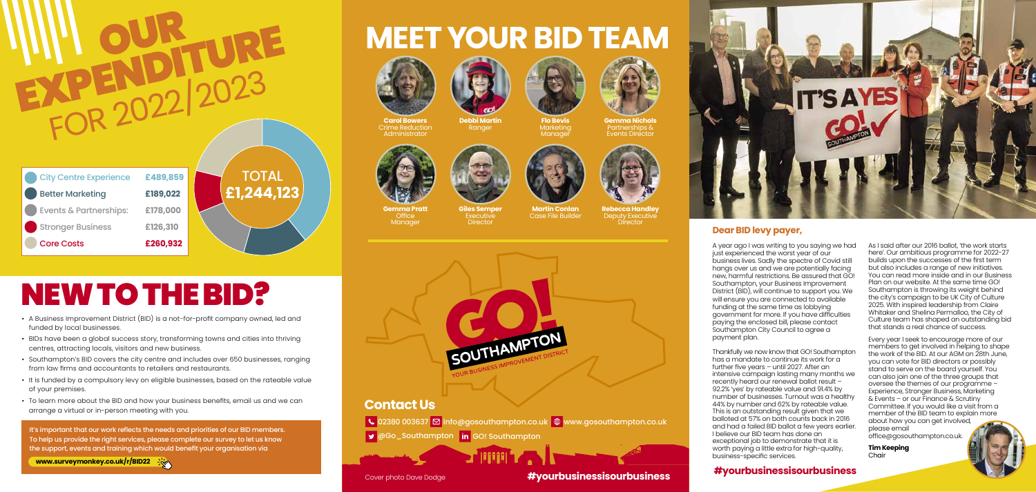# OUR EXPENDITURE FOR 2022/2023

| | |
|---|---|
| City Centre Experience | £489,859 |
| Better Marketing | £189,022 |
| Events & Partnerships: | £178,000 |
| Stronger Business | £126,310 |
| Core Costs | £260,932 |

TOTAL £1,244,123

# NEW TO THE BID?

- A Business Improvement District (BID) is a not-for-profit company owned, led and funded by local businesses.
- BIDs have been a global success story, transforming towns and cities into thriving centres, attracting locals, visitors and new business.
- Southampton's BID covers the city centre and includes over 650 businesses, ranging from law firms and accountants to retailers and restaurants.
- It is funded by a compulsory levy on eligible businesses, based on the rateable value of your premises.
- To learn more about the BID and how your business benefits, email us and we can arrange a virtual or in-person meeting with you.

It's important that our work reflects the needs and priorities of our BID members. To help us provide the right services, please complete our survey to let us know the support, events and training which would benefit your organisation via

**www.surveymonkey.co.uk/r/BID22**

# MEET YOUR BID TEAM

**Carol Bowers**
Crime Reduction Administrator

**Debbi Martin**
Ranger

**Flo Bevis**
Marketing Manager

**Gemma Nichols**
Partnerships & Events Director

**Gemma Pratt**
Office Manager

**Giles Semper**
Executive Director

**Martin Conlan**
Case File Builder

**Rebecca Handley**
Deputy Executive Director

GO! SOUTHAMPTON
YOUR BUSINESS IMPROVEMENT DISTRICT

## Contact Us

02380 003637 info@gosouthampton.co.uk www.gosouthampton.co.uk

@Go_Southampton GO! Southampton

Cover photo Dave Dodge

**#yourbusinessisourbusiness**

### Dear BID levy payer,

A year ago I was writing to you saying we had just experienced the worst year of our business lives. Sadly the spectre of Covid still hangs over us and we are potentially facing new, harmful restrictions. Be assured that GO! Southampton, your Business Improvement District (BID), will continue to support you. We will ensure you are connected to available funding at the same time as lobbying government for more. If you have difficulties paying the enclosed bill, please contact Southampton City Council to agree a payment plan.

Thankfully we now know that GO! Southampton has a mandate to continue its work for a further five years – until 2027. After an intensive campaign lasting many months we recently heard our renewal ballot result – 92.2% 'yes' by rateable value and 91.4% by number of businesses. Turnout was a healthy 44% by number and 62% by rateable value. This is an outstanding result given that we balloted at 57% on both counts back in 2016 and had a failed BID ballot a few years earlier. I believe our BID team has done an exceptional job to demonstrate that it is worth paying a little extra for high-quality, business-specific services.

As I said after our 2016 ballot, 'the work starts here'. Our ambitious programme for 2022-27 builds upon the successes of the first term but also includes a range of new initiatives. You can read more inside and in our Business Plan on our website. At the same time GO! Southampton is throwing its weight behind the city's campaign to be UK City of Culture 2025. With inspired leadership from Claire Whitaker and Shelina Permalloo, the City of Culture team has shaped an outstanding bid that stands a real chance of success.

Every year I seek to encourage more of our members to get involved in helping to shape the work of the BID. At our AGM on 28th June, you can vote for BID directors or possibly stand to serve on the board yourself. You can also join one of the three groups that oversee the themes of our programme – Experience, Stronger Business, Marketing & Events – or our Finance & Scrutiny Committee. If you would like a visit from a member of the BID team to explain more about how you can get involved, please email office@gosouthampton.co.uk.

**Tim Keeping**
Chair

**#yourbusinessisourbusiness**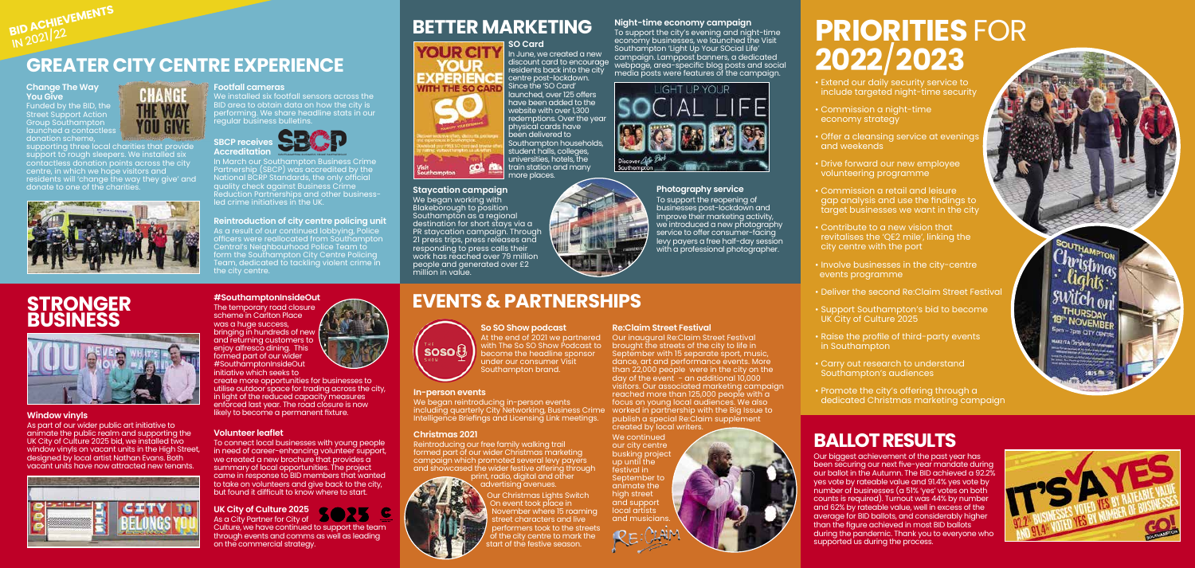BID ACHIEVEMENTS IN 2021/22

## GREATER CITY CENTRE EXPERIENCE

### Change The Way You Give

Funded by the BID, the Street Support Action Group Southampton launched a contactless donation scheme, supporting three local charities that provide support to rough sleepers. We installed six contactless donation points across the city centre, in which we hope visitors and residents will 'change the way they give' and donate to one of the charities.

### Footfall cameras

We installed six footfall sensors across the BID area to obtain data on how the city is performing. We share headline stats in our regular business bulletins.

### SBCP receives Accreditation

In March our Southampton Business Crime Partnership (SBCP) was accredited by the National BCRP Standards, the only official quality check against Business Crime Reduction Partnerships and other business-led crime initiatives in the UK.

### Reintroduction of city centre policing unit

As a result of our continued lobbying, Police officers were reallocated from Southampton Central's Neighbourhood Police Team to form the Southampton City Centre Policing Team, dedicated to tackling violent crime in the city centre.

## STRONGER BUSINESS

### Window vinyls

As part of our wider public art initiative to animate the public realm and supporting the UK City of Culture 2025 bid, we installed two window vinyls on vacant units in the High Street, designed by local artist Nathan Evans. Both vacant units have now attracted new tenants.

### #SouthamptonInsideOut

The temporary road closure scheme in Carlton Place was a huge success, bringing in hundreds of new and returning customers to enjoy alfresco dining. This formed part of our wider #SouthamptonInsideOut initiative which seeks to create more opportunities for businesses to utilise outdoor space for trading across the city, in light of the reduced capacity measures enforced last year. The road closure is now likely to become a permanent fixture.

### Volunteer leaflet

To connect local businesses with young people in need of career-enhancing volunteer support, we created a new brochure that provides a summary of local opportunities. The project came in response to BID members that wanted to take on volunteers and give back to the city, but found it difficult to know where to start.

### UK City of Culture 2025

As a City Partner for City of Culture, we have continued to support the team through events and comms as well as leading on the commercial strategy.

## BETTER MARKETING

### SO Card

In June, we created a new discount card to encourage residents back into the city centre post-lockdown. Since the 'SO Card' launched, over 125 offers have been added to the website with over 1,300 redemptions. Over the year physical cards have been delivered to Southampton households, student halls, colleges, universities, hotels, the train station and many more places.

### Staycation campaign

We began working with Blakeborough to position Southampton as a regional destination for short stays via a PR staycation campaign. Through 21 press trips, press releases and responding to press calls their work has reached over 79 million people and generated over £2 million in value.

### Night-time economy campaign

To support the city's evening and night-time economy businesses, we launched the Visit Southampton 'Light Up Your SOcial Life' campaign. Lamppost banners, a dedicated webpage, area-specific blog posts and social media posts were features of the campaign.

### Photography service

To support the reopening of businesses post-lockdown and improve their marketing activity, we introduced a new photography service to offer consumer-facing levy payers a free half-day session with a professional photographer.

## EVENTS & PARTNERSHIPS

### So SO Show podcast

At the end of 2021 we partnered with The So SO Show Podcast to become the headline sponsor under our consumer Visit Southampton brand.

### In-person events

We began reintroducing in-person events including quarterly City Networking, Business Crime Intelligence Briefings and Licensing Link meetings.

### Christmas 2021

Reintroducing our free family walking trail formed part of our wider Christmas marketing campaign which promoted several levy payers and showcased the wider festive offering through print, radio, digital and other advertising avenues.

Our Christmas Lights Switch On event took place in November where 15 roaming street characters and live performers took to the streets of the city centre to mark the start of the festive season.

### Re:Claim Street Festival

Our inaugural Re:Claim Street Festival brought the streets of the city to life in September with 15 separate sport, music, dance, art and performance events. More than 22,000 people were in the city on the day of the event - an additional 10,000 visitors. Our associated marketing campaign reached more than 125,000 people with a focus on young local audiences. We also worked in partnership with the Big Issue to publish a special Re:Claim supplement created by local writers.

We continued our city centre busking project up until the festival in September to animate the high street and support local artists and musicians.

# PRIORITIES FOR 2022/2023

- Extend our daily security service to include targeted night-time security
- Commission a night-time economy strategy
- Offer a cleansing service at evenings and weekends
- Drive forward our new employee volunteering programme
- Commission a retail and leisure gap analysis and use the findings to target businesses we want in the city
- Contribute to a new vision that revitalises the 'QE2 mile', linking the city centre with the port
- Involve businesses in the city-centre events programme
- Deliver the second Re:Claim Street Festival
- Support Southampton's bid to become UK City of Culture 2025
- Raise the profile of third-party events in Southampton
- Carry out research to understand Southampton's audiences
- Promote the city's offering through a dedicated Christmas marketing campaign

## BALLOT RESULTS

Our biggest achievement of the past year has been securing our next five-year mandate during our ballot in the Autumn. The BID achieved a 92.2% yes vote by rateable value and 91.4% yes vote by number of businesses (a 51% 'yes' votes on both counts is required). Turnout was 44% by number and 62% by rateable value, well in excess of the average for BID ballots, and considerably higher than the figure achieved in most BID ballots during the pandemic. Thank you to everyone who supported us during the process.